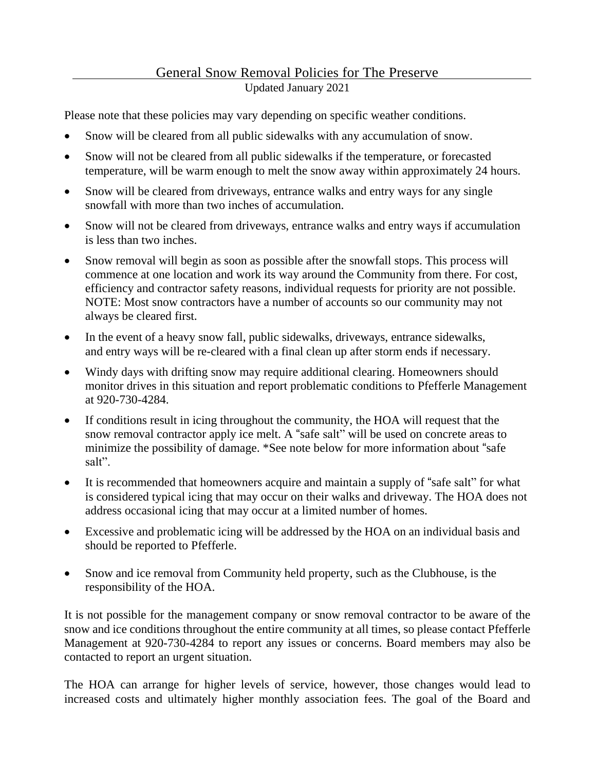# General Snow Removal Policies for The Preserve

Updated January 2021

Please note that these policies may vary depending on specific weather conditions.

- Snow will be cleared from all public sidewalks with any accumulation of snow.
- Snow will not be cleared from all public sidewalks if the temperature, or forecasted temperature, will be warm enough to melt the snow away within approximately 24 hours.
- Snow will be cleared from driveways, entrance walks and entry ways for any single snowfall with more than two inches of accumulation.
- Snow will not be cleared from driveways, entrance walks and entry ways if accumulation is less than two inches.
- Snow removal will begin as soon as possible after the snowfall stops. This process will commence at one location and work its way around the Community from there. For cost, efficiency and contractor safety reasons, individual requests for priority are not possible. NOTE: Most snow contractors have a number of accounts so our community may not always be cleared first.
- In the event of a heavy snow fall, public sidewalks, driveways, entrance sidewalks, and entry ways will be re-cleared with a final clean up after storm ends if necessary.
- Windy days with drifting snow may require additional clearing. Homeowners should monitor drives in this situation and report problematic conditions to Pfefferle Management at 920-730-4284.
- If conditions result in icing throughout the community, the HOA will request that the snow removal contractor apply ice melt. A "safe salt" will be used on concrete areas to minimize the possibility of damage. *See note below for more information about "safe salt".
- It is recommended that homeowners acquire and maintain a supply of "safe salt" for what is considered typical icing that may occur on their walks and driveway. The HOA does not address occasional icing that may occur at a limited number of homes.
- Excessive and problematic icing will be addressed by the HOA on an individual basis and should be reported to Pfefferle.
- Snow and ice removal from Community held property, such as the Clubhouse, is the responsibility of the HOA.

It is not possible for the management company or snow removal contractor to be aware of the snow and ice conditions throughout the entire community at all times, so please contact Pfefferle Management at 920-730-4284 to report any issues or concerns. Board members may also be contacted to report an urgent situation.

The HOA can arrange for higher levels of service, however, those changes would lead to increased costs and ultimately higher monthly association fees. The goal of the Board and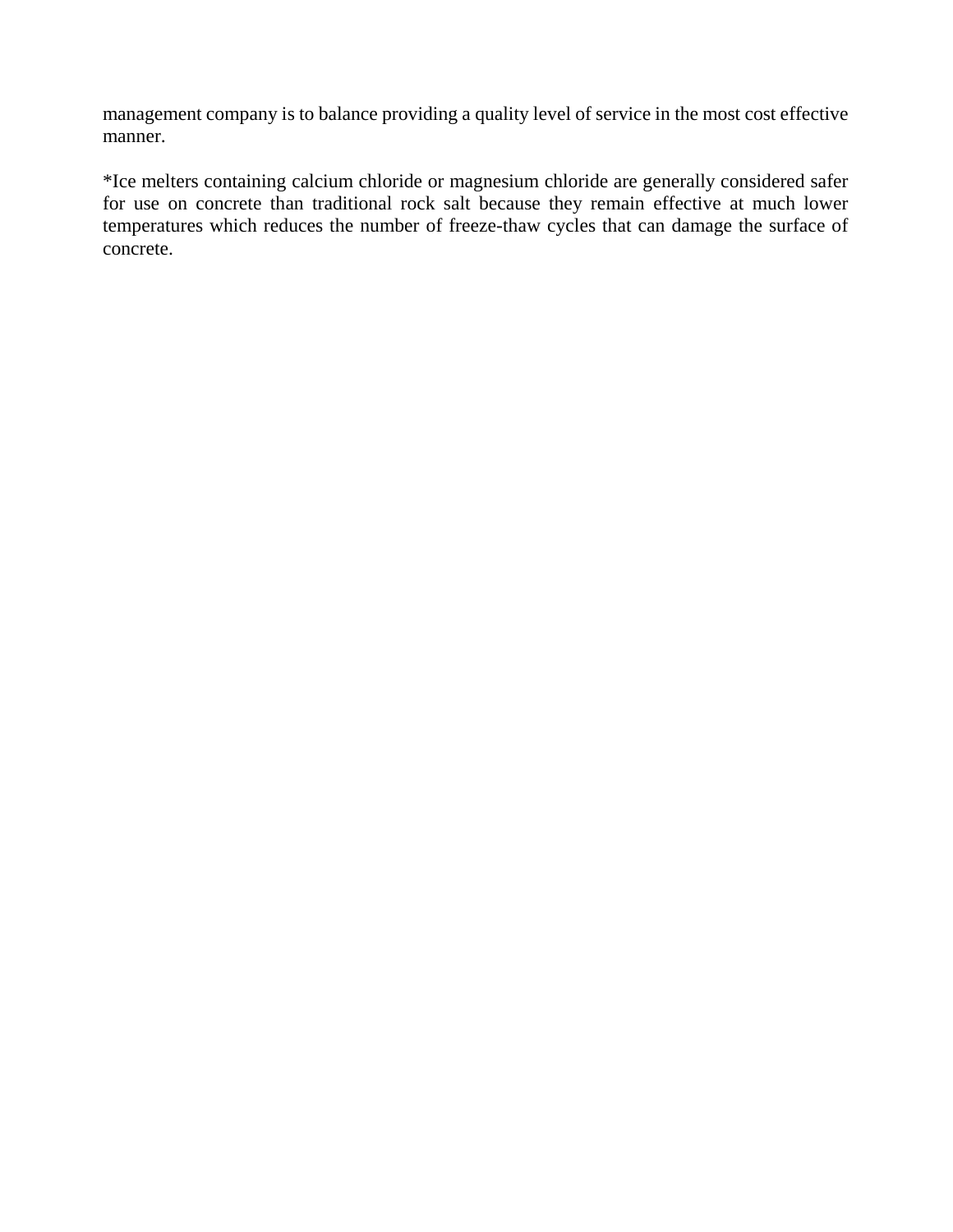management company is to balance providing a quality level of service in the most cost effective manner.

*Ice melters containing calcium chloride or magnesium chloride are generally considered safer for use on concrete than traditional rock salt because they remain effective at much lower temperatures which reduces the number of freeze-thaw cycles that can damage the surface of concrete.